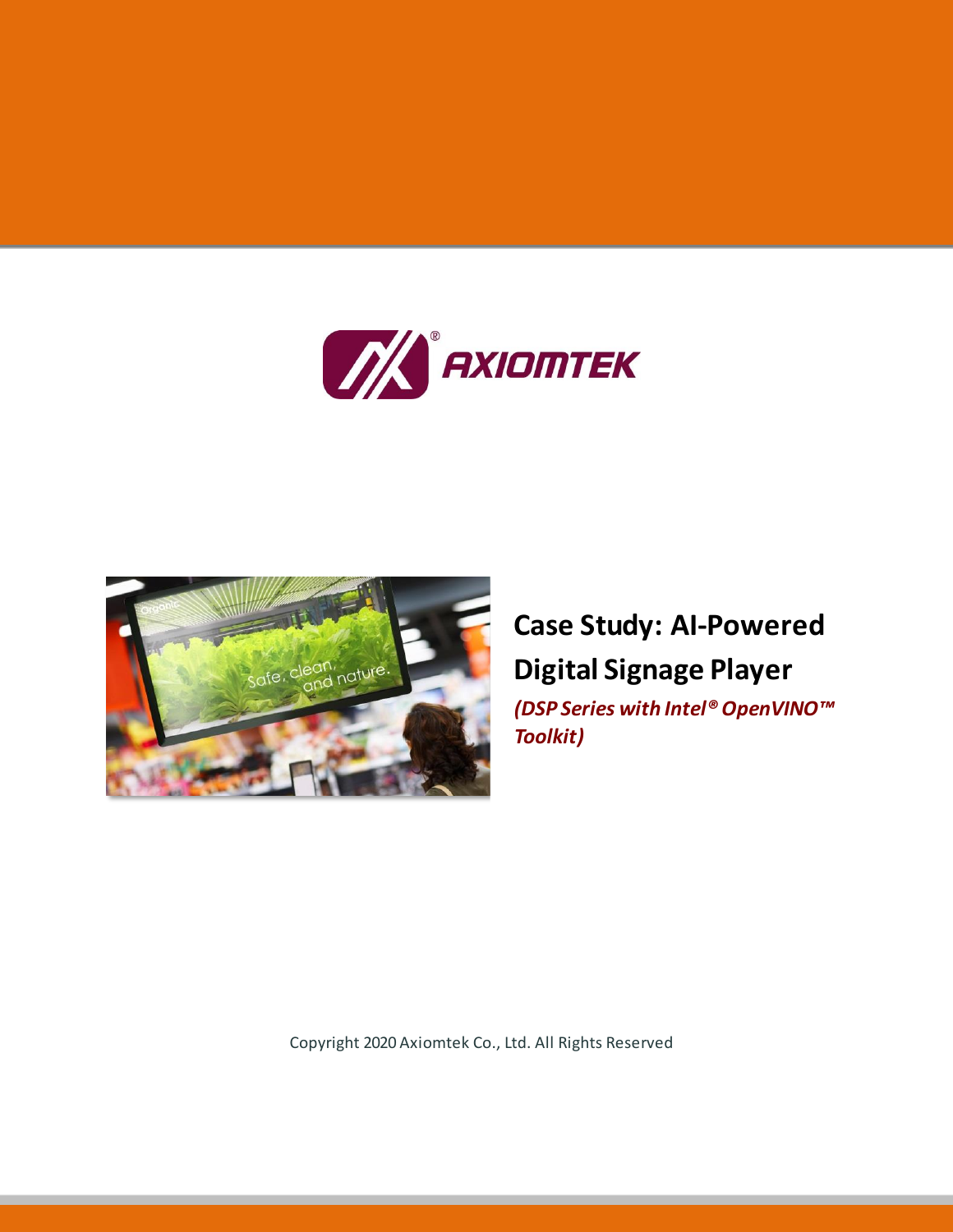# Case Study: AI-Powered Digital Signage Player

***(DSP Series with Intel® OpenVINO™ Toolkit)***

Copyright 2020 Axiomtek Co., Ltd. All Rights Reserved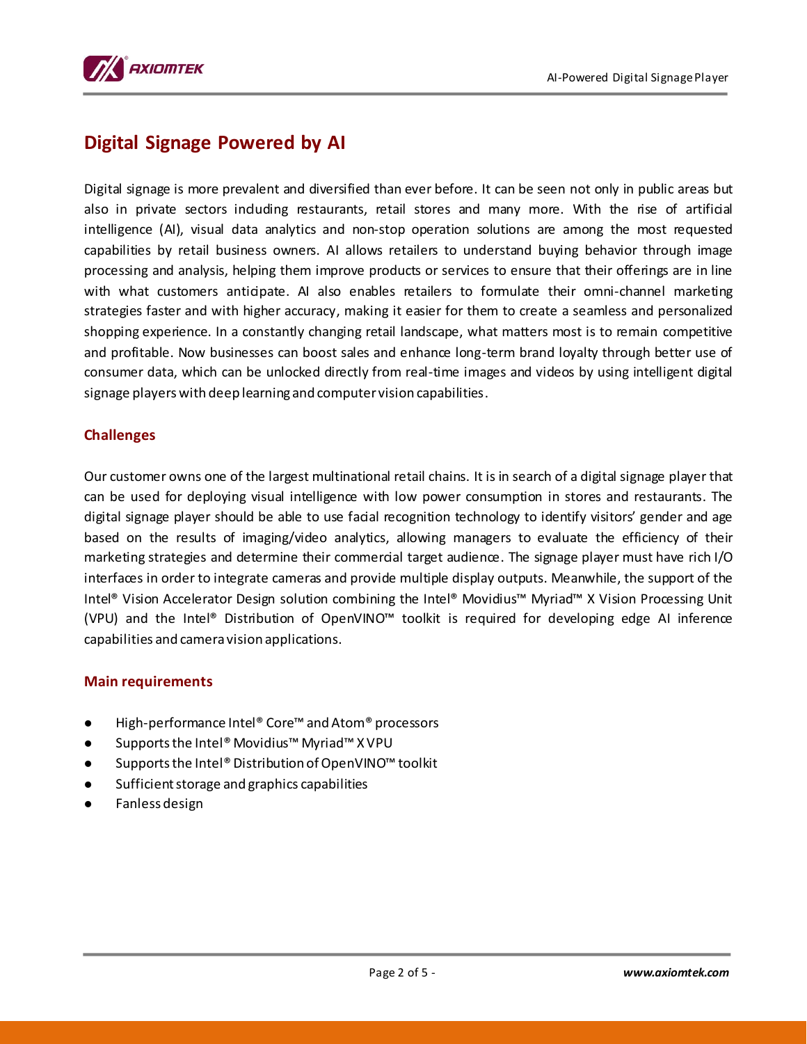## Digital Signage Powered by AI

Digital signage is more prevalent and diversified than ever before. It can be seen not only in public areas but also in private sectors including restaurants, retail stores and many more. With the rise of artificial intelligence (AI), visual data analytics and non-stop operation solutions are among the most requested capabilities by retail business owners. AI allows retailers to understand buying behavior through image processing and analysis, helping them improve products or services to ensure that their offerings are in line with what customers anticipate. AI also enables retailers to formulate their omni-channel marketing strategies faster and with higher accuracy, making it easier for them to create a seamless and personalized shopping experience. In a constantly changing retail landscape, what matters most is to remain competitive and profitable. Now businesses can boost sales and enhance long-term brand loyalty through better use of consumer data, which can be unlocked directly from real-time images and videos by using intelligent digital signage players with deep learning and computer vision capabilities.

### Challenges

Our customer owns one of the largest multinational retail chains. It is in search of a digital signage player that can be used for deploying visual intelligence with low power consumption in stores and restaurants. The digital signage player should be able to use facial recognition technology to identify visitors' gender and age based on the results of imaging/video analytics, allowing managers to evaluate the efficiency of their marketing strategies and determine their commercial target audience. The signage player must have rich I/O interfaces in order to integrate cameras and provide multiple display outputs. Meanwhile, the support of the Intel® Vision Accelerator Design solution combining the Intel® Movidius™ Myriad™ X Vision Processing Unit (VPU) and the Intel® Distribution of OpenVINO™ toolkit is required for developing edge AI inference capabilities and camera vision applications.

### Main requirements

- High-performance Intel® Core™ and Atom® processors
- Supports the Intel® Movidius™ Myriad™ X VPU
- Supports the Intel® Distribution of OpenVINO™ toolkit
- Sufficient storage and graphics capabilities
- Fanless design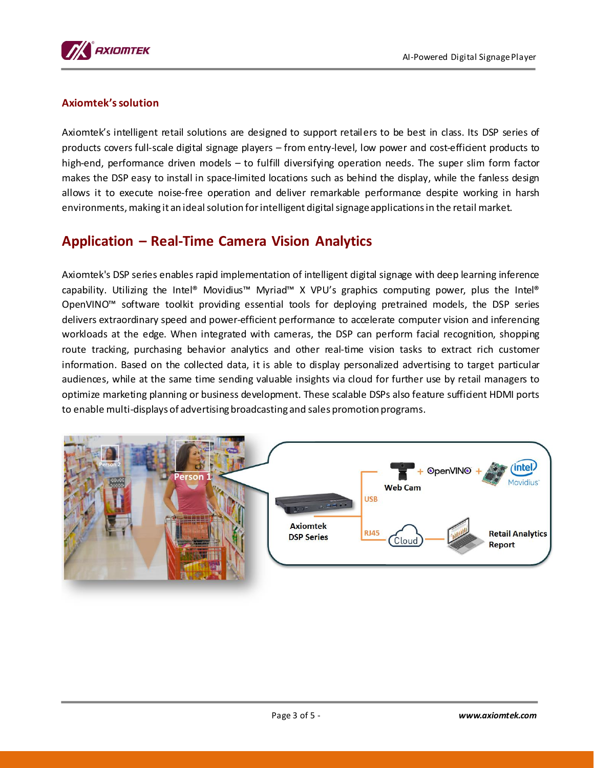## Axiomtek's solution

Axiomtek's intelligent retail solutions are designed to support retailers to be best in class. Its DSP series of products covers full-scale digital signage players – from entry-level, low power and cost-efficient products to high-end, performance driven models – to fulfill diversifying operation needs. The super slim form factor makes the DSP easy to install in space-limited locations such as behind the display, while the fanless design allows it to execute noise-free operation and deliver remarkable performance despite working in harsh environments, making it an ideal solution for intelligent digital signage applications in the retail market.

# Application – Real-Time Camera Vision Analytics

Axiomtek's DSP series enables rapid implementation of intelligent digital signage with deep learning inference capability. Utilizing the Intel® Movidius™ Myriad™ X VPU's graphics computing power, plus the Intel® OpenVINO™ software toolkit providing essential tools for deploying pretrained models, the DSP series delivers extraordinary speed and power-efficient performance to accelerate computer vision and inferencing workloads at the edge. When integrated with cameras, the DSP can perform facial recognition, shopping route tracking, purchasing behavior analytics and other real-time vision tasks to extract rich customer information. Based on the collected data, it is able to display personalized advertising to target particular audiences, while at the same time sending valuable insights via cloud for further use by retail managers to optimize marketing planning or business development. These scalable DSPs also feature sufficient HDMI ports to enable multi-displays of advertising broadcasting and sales promotion programs.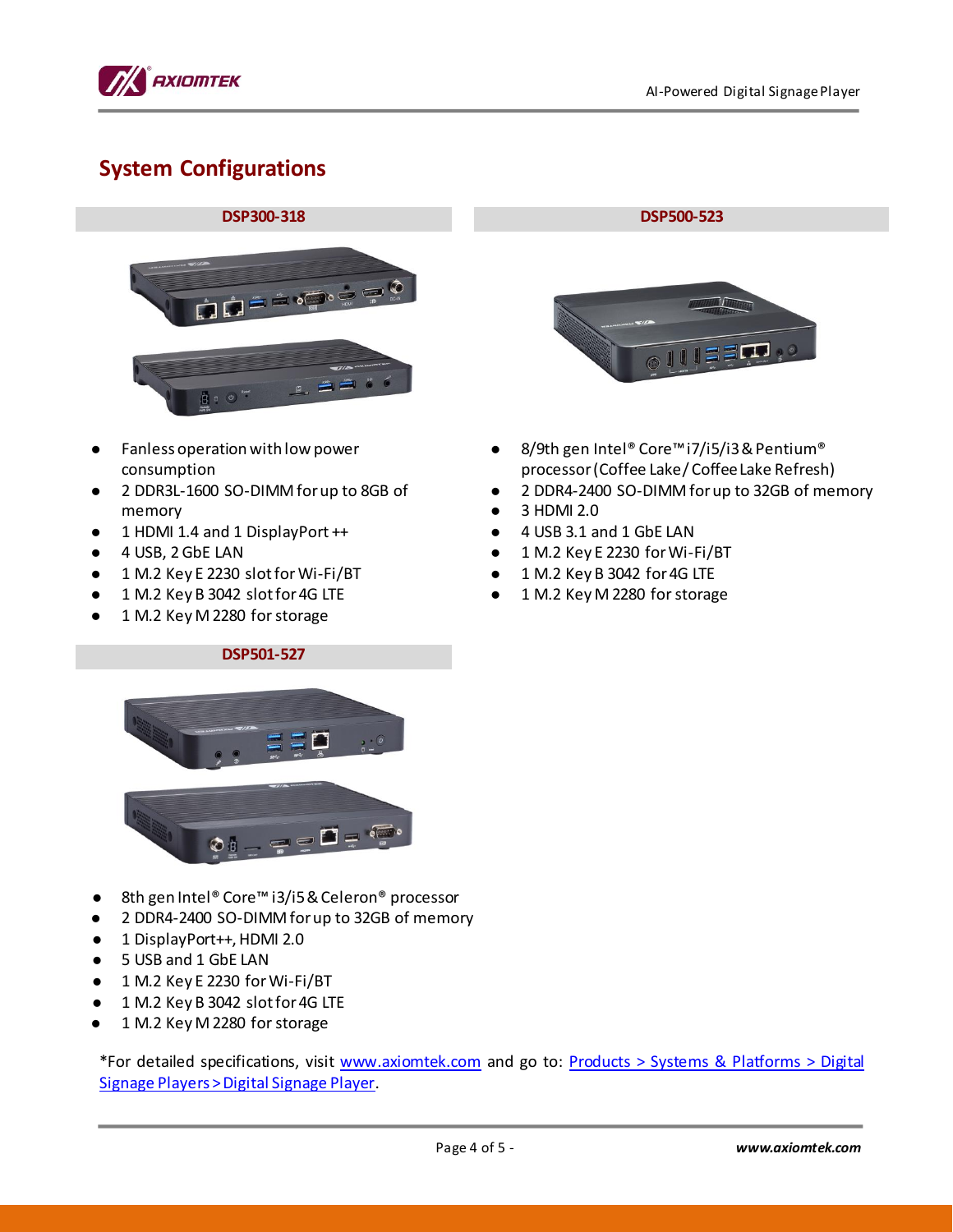## System Configurations

### DSP300-318

- Fanless operation with low power consumption
- 2 DDR3L-1600 SO-DIMM for up to 8GB of memory
- 1 HDMI 1.4 and 1 DisplayPort ++
- 4 USB, 2 GbE LAN
- 1 M.2 Key E 2230 slot for Wi-Fi/BT
- 1 M.2 Key B 3042 slot for 4G LTE
- 1 M.2 Key M 2280 for storage

### DSP500-523

- 8/9th gen Intel® Core™ i7/i5/i3 & Pentium® processor (Coffee Lake / Coffee Lake Refresh)
- 2 DDR4-2400 SO-DIMM for up to 32GB of memory
- 3 HDMI 2.0
- 4 USB 3.1 and 1 GbE LAN
- 1 M.2 Key E 2230 for Wi-Fi/BT
- 1 M.2 Key B 3042 for 4G LTE
- 1 M.2 Key M 2280 for storage

### DSP501-527

- 8th gen Intel® Core™ i3/i5 & Celeron® processor
- 2 DDR4-2400 SO-DIMM for up to 32GB of memory
- 1 DisplayPort++, HDMI 2.0
- 5 USB and 1 GbE LAN
- 1 M.2 Key E 2230 for Wi-Fi/BT
- 1 M.2 Key B 3042 slot for 4G LTE
- 1 M.2 Key M 2280 for storage

*For detailed specifications, visit www.axiomtek.com and go to: Products > Systems & Platforms > Digital Signage Players > Digital Signage Player.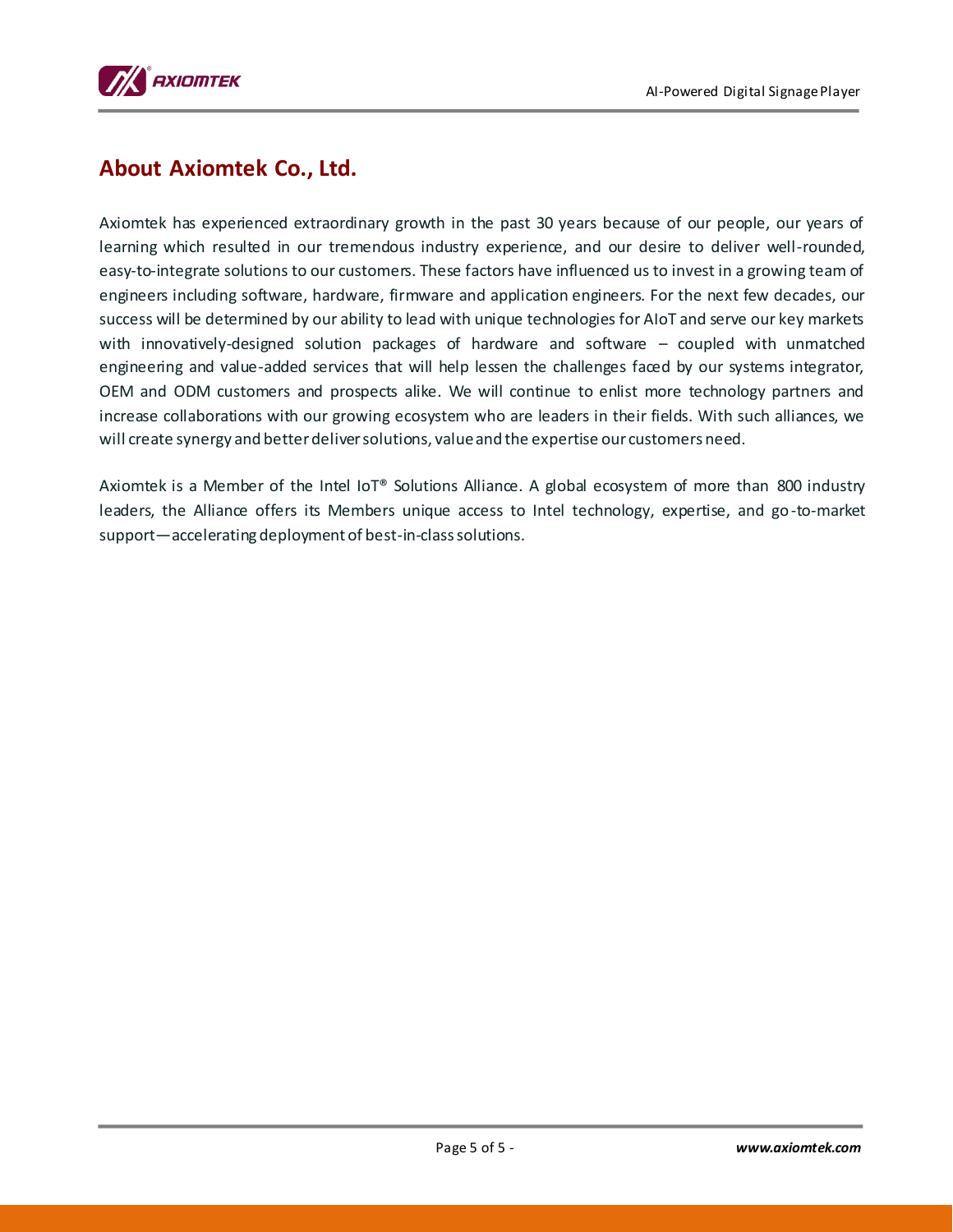## About Axiomtek Co., Ltd.

Axiomtek has experienced extraordinary growth in the past 30 years because of our people, our years of learning which resulted in our tremendous industry experience, and our desire to deliver well-rounded, easy-to-integrate solutions to our customers. These factors have influenced us to invest in a growing team of engineers including software, hardware, firmware and application engineers. For the next few decades, our success will be determined by our ability to lead with unique technologies for AIoT and serve our key markets with innovatively-designed solution packages of hardware and software – coupled with unmatched engineering and value-added services that will help lessen the challenges faced by our systems integrator, OEM and ODM customers and prospects alike. We will continue to enlist more technology partners and increase collaborations with our growing ecosystem who are leaders in their fields. With such alliances, we will create synergy and better deliver solutions, value and the expertise our customers need.

Axiomtek is a Member of the Intel IoT® Solutions Alliance. A global ecosystem of more than 800 industry leaders, the Alliance offers its Members unique access to Intel technology, expertise, and go-to-market support—accelerating deployment of best-in-class solutions.